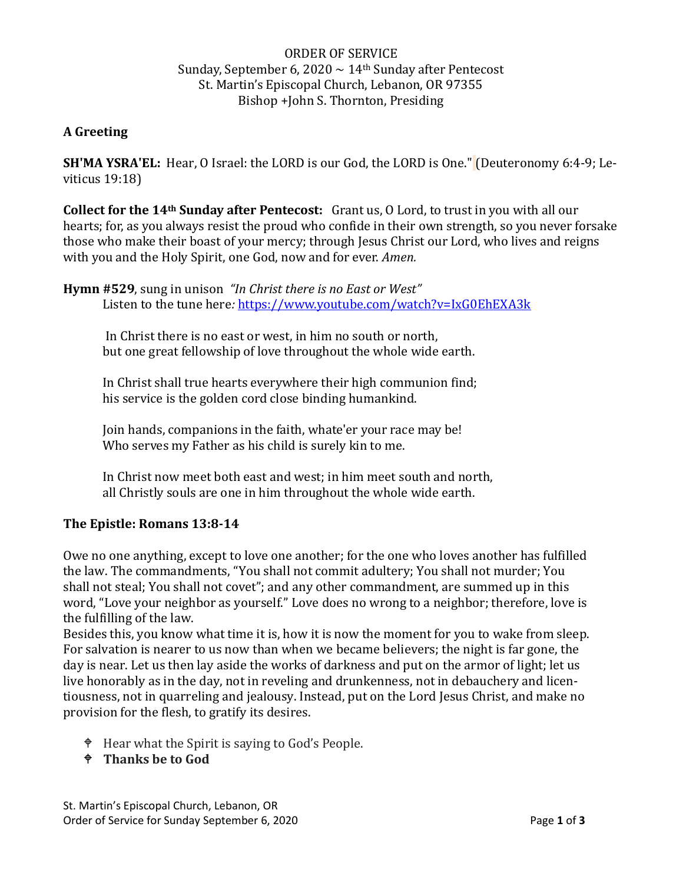ORDER OF SERVICE
Sunday, September 6, 2020 ~ 14th Sunday after Pentecost
St. Martin's Episcopal Church, Lebanon, OR 97355
Bishop +John S. Thornton, Presiding

**A Greeting**

**SH'MA YSRA'EL:** Hear, O Israel: the LORD is our God, the LORD is One." (Deuteronomy 6:4-9; Leviticus 19:18)

**Collect for the 14th Sunday after Pentecost:** Grant us, O Lord, to trust in you with all our hearts; for, as you always resist the proud who confide in their own strength, so you never forsake those who make their boast of your mercy; through Jesus Christ our Lord, who lives and reigns with you and the Holy Spirit, one God, now and for ever. *Amen.*

**Hymn #529**, sung in unison *"In Christ there is no East or West"*
Listen to the tune here*:* https://www.youtube.com/watch?v=IxG0EhEXA3k

In Christ there is no east or west, in him no south or north,
but one great fellowship of love throughout the whole wide earth.

In Christ shall true hearts everywhere their high communion find;
his service is the golden cord close binding humankind.

Join hands, companions in the faith, whate'er your race may be!
Who serves my Father as his child is surely kin to me.

In Christ now meet both east and west; in him meet south and north,
all Christly souls are one in him throughout the whole wide earth.

**The Epistle: Romans 13:8-14**

Owe no one anything, except to love one another; for the one who loves another has fulfilled the law. The commandments, "You shall not commit adultery; You shall not murder; You shall not steal; You shall not covet"; and any other commandment, are summed up in this word, "Love your neighbor as yourself." Love does no wrong to a neighbor; therefore, love is the fulfilling of the law.
Besides this, you know what time it is, how it is now the moment for you to wake from sleep. For salvation is nearer to us now than when we became believers; the night is far gone, the day is near. Let us then lay aside the works of darkness and put on the armor of light; let us live honorably as in the day, not in reveling and drunkenness, not in debauchery and licentiousness, not in quarreling and jealousy. Instead, put on the Lord Jesus Christ, and make no provision for the flesh, to gratify its desires.

- Hear what the Spirit is saying to God's People.
- **Thanks be to God**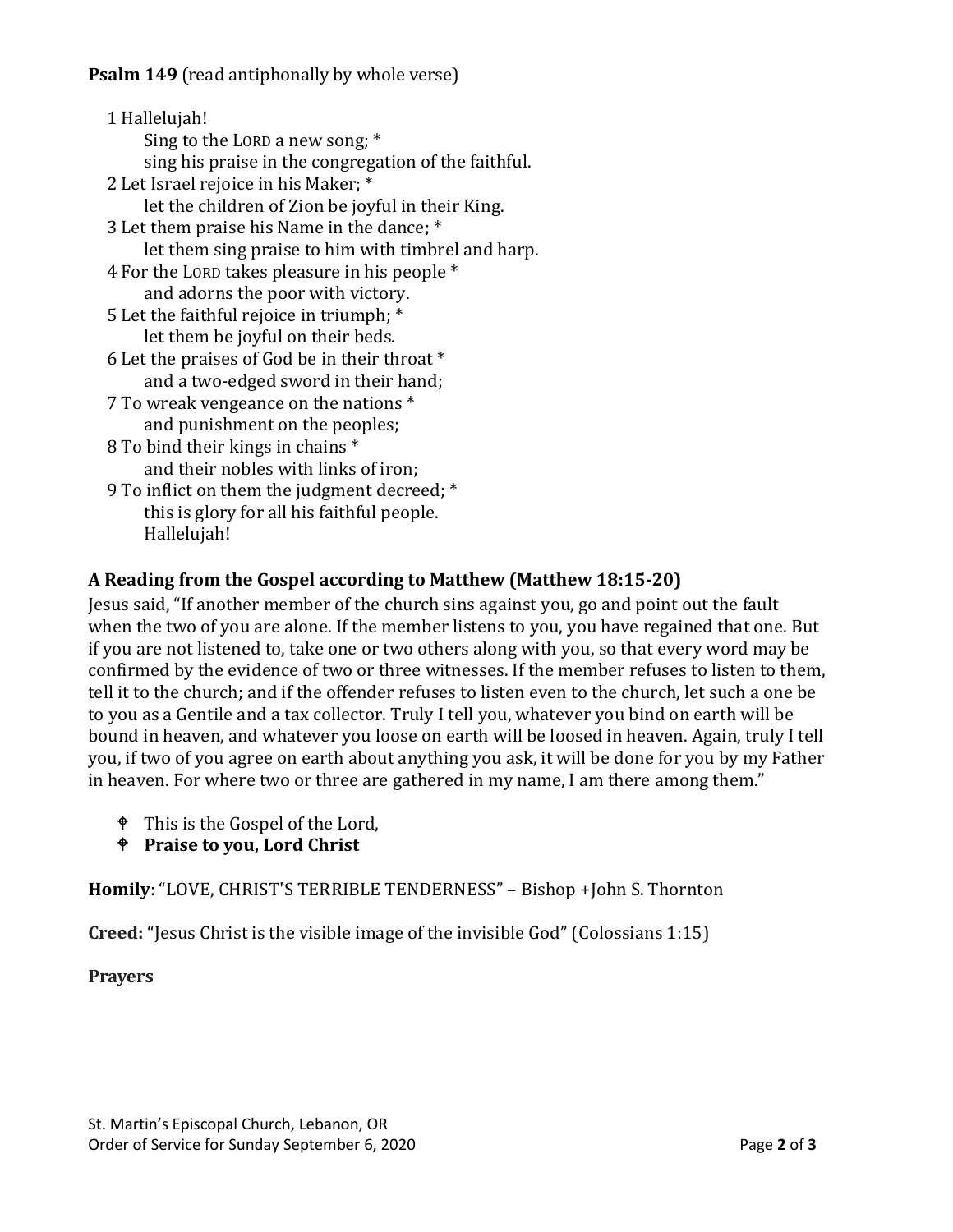**Psalm 149** (read antiphonally by whole verse)

1 Hallelujah!
    Sing to the LORD a new song; *
    sing his praise in the congregation of the faithful.
2 Let Israel rejoice in his Maker; *
    let the children of Zion be joyful in their King.
3 Let them praise his Name in the dance; *
    let them sing praise to him with timbrel and harp.
4 For the LORD takes pleasure in his people *
    and adorns the poor with victory.
5 Let the faithful rejoice in triumph; *
    let them be joyful on their beds.
6 Let the praises of God be in their throat *
    and a two-edged sword in their hand;
7 To wreak vengeance on the nations *
    and punishment on the peoples;
8 To bind their kings in chains *
    and their nobles with links of iron;
9 To inflict on them the judgment decreed; *
    this is glory for all his faithful people.
    Hallelujah!

**A Reading from the Gospel according to Matthew (Matthew 18:15-20)**

Jesus said, "If another member of the church sins against you, go and point out the fault when the two of you are alone. If the member listens to you, you have regained that one. But if you are not listened to, take one or two others along with you, so that every word may be confirmed by the evidence of two or three witnesses. If the member refuses to listen to them, tell it to the church; and if the offender refuses to listen even to the church, let such a one be to you as a Gentile and a tax collector. Truly I tell you, whatever you bind on earth will be bound in heaven, and whatever you loose on earth will be loosed in heaven. Again, truly I tell you, if two of you agree on earth about anything you ask, it will be done for you by my Father in heaven. For where two or three are gathered in my name, I am there among them."

- ☩ This is the Gospel of the Lord,
- ☩ **Praise to you, Lord Christ**

**Homily**: "LOVE, CHRIST'S TERRIBLE TENDERNESS" – Bishop +John S. Thornton

**Creed:** "Jesus Christ is the visible image of the invisible God" (Colossians 1:15)

**Prayers**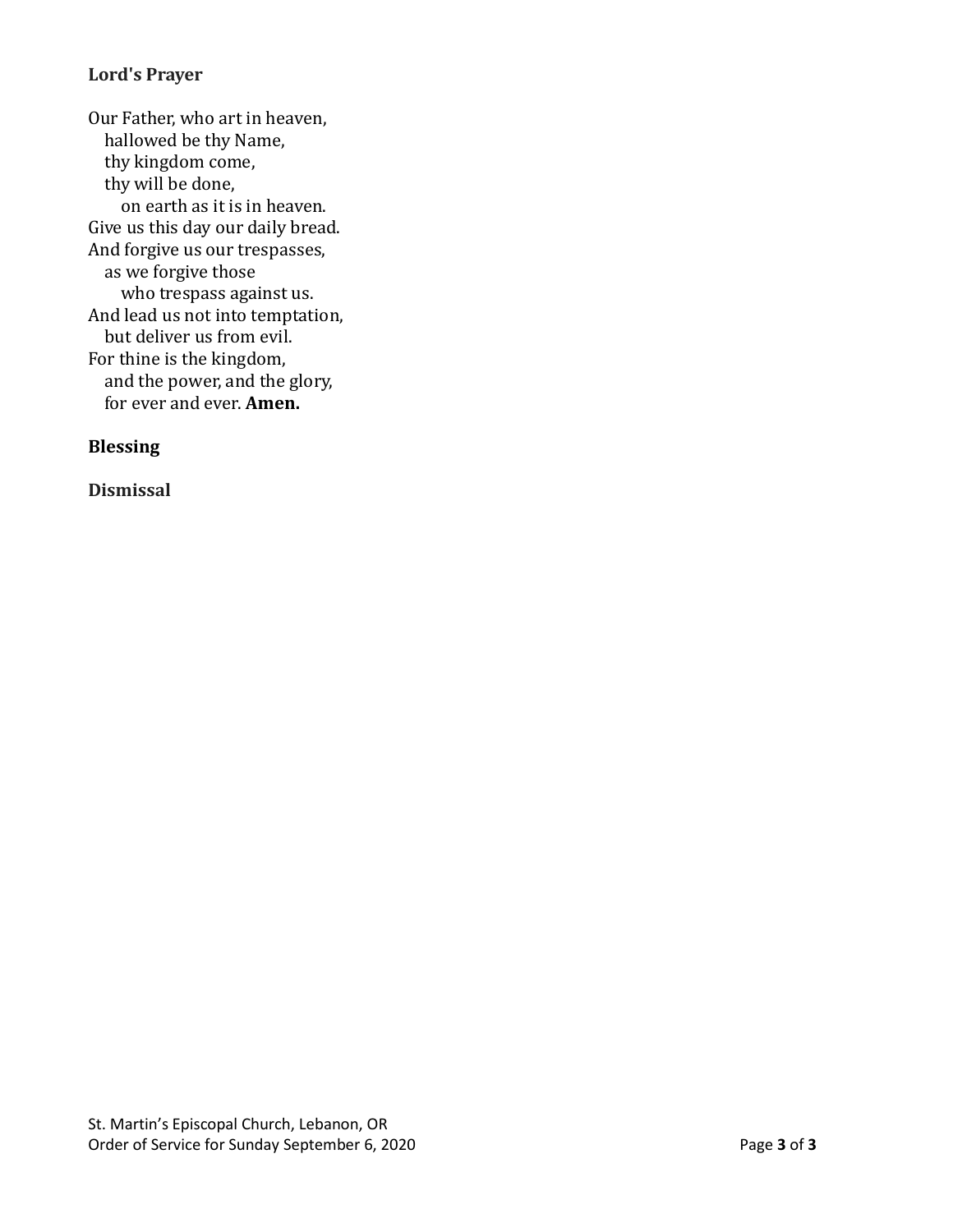**Lord's Prayer**

Our Father, who art in heaven,
  hallowed be thy Name,
  thy kingdom come,
  thy will be done,
    on earth as it is in heaven.
Give us this day our daily bread.
And forgive us our trespasses,
  as we forgive those
    who trespass against us.
And lead us not into temptation,
  but deliver us from evil.
For thine is the kingdom,
  and the power, and the glory,
  for ever and ever. **Amen.**

**Blessing**

**Dismissal**